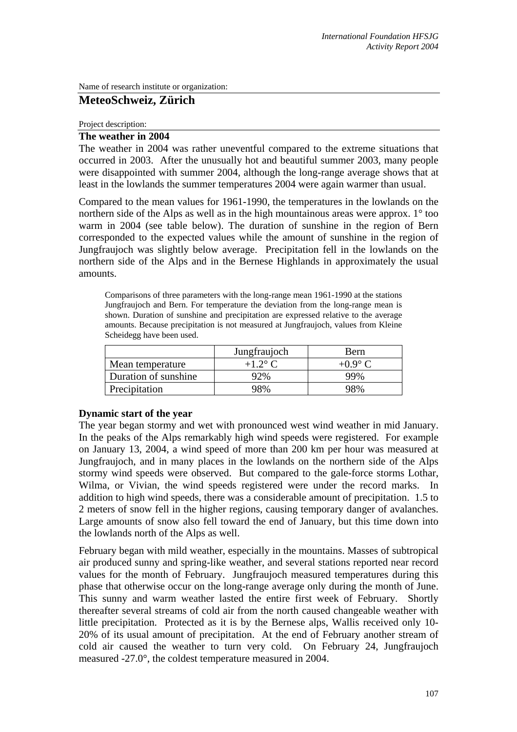Name of research institute or organization:

# MeteoSchweiz, Zürich

Project description:

## The weather in 2004

The weather in 2004 was rather uneventful compared to the extreme situations that occurred in 2003. After the unusually hot and beautiful summer 2003, many people were disappointed with summer 2004, although the long-range average shows that at least in the lowlands the summer temperatures 2004 were again warmer than usual.

Compared to the mean values for 1961-1990, the temperatures in the lowlands on the northern side of the Alps as well as in the high mountainous areas were approx. 1° too warm in 2004 (see table below). The duration of sunshine in the region of Bern corresponded to the expected values while the amount of sunshine in the region of Jungfraujoch was slightly below average. Precipitation fell in the lowlands on the northern side of the Alps and in the Bernese Highlands in approximately the usual amounts.

Comparisons of three parameters with the long-range mean 1961-1990 at the stations Jungfraujoch and Bern. For temperature the deviation from the long-range mean is shown. Duration of sunshine and precipitation are expressed relative to the average amounts. Because precipitation is not measured at Jungfraujoch, values from Kleine Scheidegg have been used.

| | Jungfraujoch | Bern |
|---|---|---|
| Mean temperature | +1.2° C | +0.9° C |
| Duration of sunshine | 92% | 99% |
| Precipitation | 98% | 98% |

### Dynamic start of the year

The year began stormy and wet with pronounced west wind weather in mid January. In the peaks of the Alps remarkably high wind speeds were registered. For example on January 13, 2004, a wind speed of more than 200 km per hour was measured at Jungfraujoch, and in many places in the lowlands on the northern side of the Alps stormy wind speeds were observed. But compared to the gale-force storms Lothar, Wilma, or Vivian, the wind speeds registered were under the record marks. In addition to high wind speeds, there was a considerable amount of precipitation. 1.5 to 2 meters of snow fell in the higher regions, causing temporary danger of avalanches. Large amounts of snow also fell toward the end of January, but this time down into the lowlands north of the Alps as well.

February began with mild weather, especially in the mountains. Masses of subtropical air produced sunny and spring-like weather, and several stations reported near record values for the month of February. Jungfraujoch measured temperatures during this phase that otherwise occur on the long-range average only during the month of June. This sunny and warm weather lasted the entire first week of February. Shortly thereafter several streams of cold air from the north caused changeable weather with little precipitation. Protected as it is by the Bernese alps, Wallis received only 10-20% of its usual amount of precipitation. At the end of February another stream of cold air caused the weather to turn very cold. On February 24, Jungfraujoch measured -27.0°, the coldest temperature measured in 2004.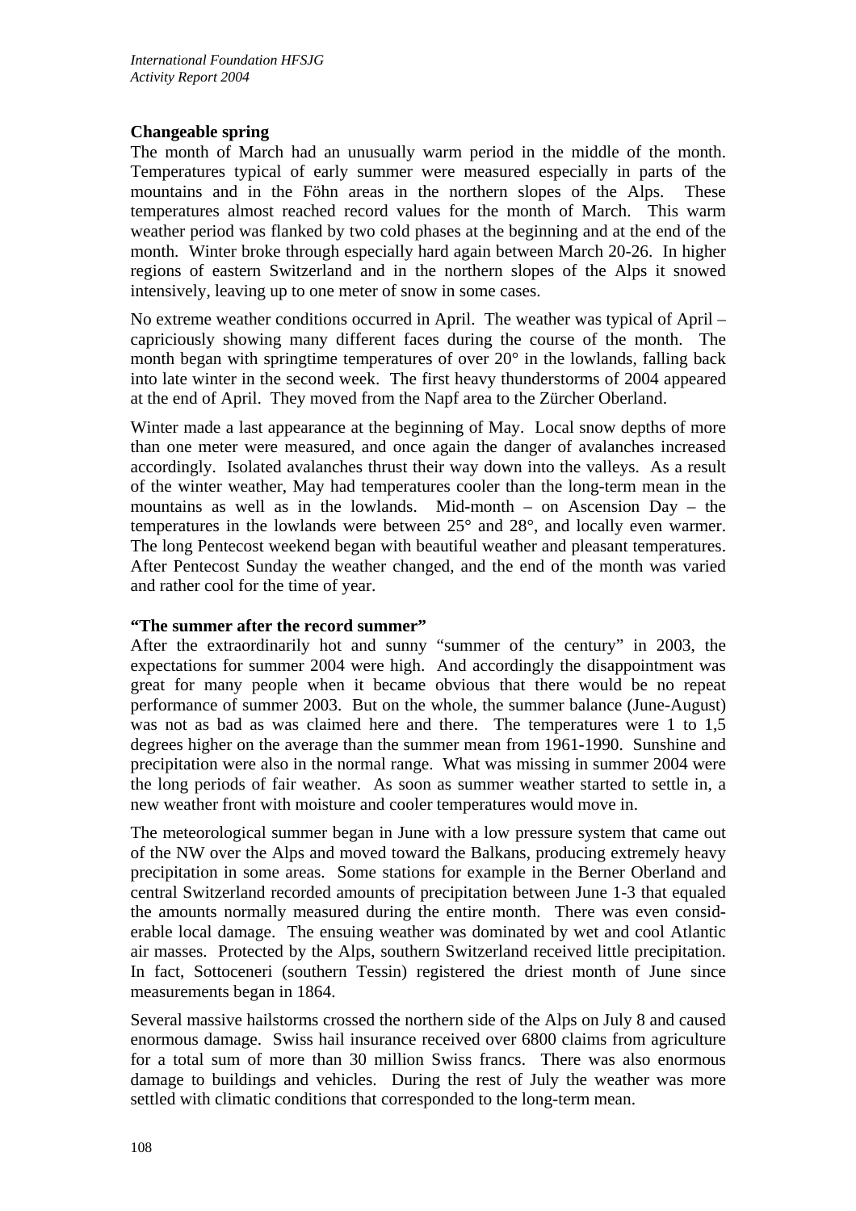**Changeable spring**

The month of March had an unusually warm period in the middle of the month. Temperatures typical of early summer were measured especially in parts of the mountains and in the Föhn areas in the northern slopes of the Alps. These temperatures almost reached record values for the month of March. This warm weather period was flanked by two cold phases at the beginning and at the end of the month. Winter broke through especially hard again between March 20-26. In higher regions of eastern Switzerland and in the northern slopes of the Alps it snowed intensively, leaving up to one meter of snow in some cases.

No extreme weather conditions occurred in April. The weather was typical of April – capriciously showing many different faces during the course of the month. The month began with springtime temperatures of over 20° in the lowlands, falling back into late winter in the second week. The first heavy thunderstorms of 2004 appeared at the end of April. They moved from the Napf area to the Zürcher Oberland.

Winter made a last appearance at the beginning of May. Local snow depths of more than one meter were measured, and once again the danger of avalanches increased accordingly. Isolated avalanches thrust their way down into the valleys. As a result of the winter weather, May had temperatures cooler than the long-term mean in the mountains as well as in the lowlands. Mid-month – on Ascension Day – the temperatures in the lowlands were between 25° and 28°, and locally even warmer. The long Pentecost weekend began with beautiful weather and pleasant temperatures. After Pentecost Sunday the weather changed, and the end of the month was varied and rather cool for the time of year.

**"The summer after the record summer"**

After the extraordinarily hot and sunny "summer of the century" in 2003, the expectations for summer 2004 were high. And accordingly the disappointment was great for many people when it became obvious that there would be no repeat performance of summer 2003. But on the whole, the summer balance (June-August) was not as bad as was claimed here and there. The temperatures were 1 to 1,5 degrees higher on the average than the summer mean from 1961-1990. Sunshine and precipitation were also in the normal range. What was missing in summer 2004 were the long periods of fair weather. As soon as summer weather started to settle in, a new weather front with moisture and cooler temperatures would move in.

The meteorological summer began in June with a low pressure system that came out of the NW over the Alps and moved toward the Balkans, producing extremely heavy precipitation in some areas. Some stations for example in the Berner Oberland and central Switzerland recorded amounts of precipitation between June 1-3 that equaled the amounts normally measured during the entire month. There was even considerable local damage. The ensuing weather was dominated by wet and cool Atlantic air masses. Protected by the Alps, southern Switzerland received little precipitation. In fact, Sottoceneri (southern Tessin) registered the driest month of June since measurements began in 1864.

Several massive hailstorms crossed the northern side of the Alps on July 8 and caused enormous damage. Swiss hail insurance received over 6800 claims from agriculture for a total sum of more than 30 million Swiss francs. There was also enormous damage to buildings and vehicles. During the rest of July the weather was more settled with climatic conditions that corresponded to the long-term mean.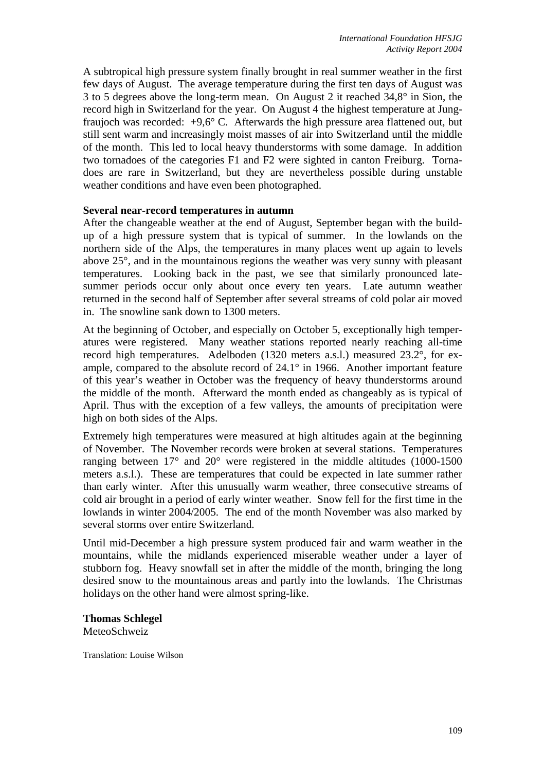A subtropical high pressure system finally brought in real summer weather in the first few days of August. The average temperature during the first ten days of August was 3 to 5 degrees above the long-term mean. On August 2 it reached 34,8° in Sion, the record high in Switzerland for the year. On August 4 the highest temperature at Jungfraujoch was recorded: +9,6° C. Afterwards the high pressure area flattened out, but still sent warm and increasingly moist masses of air into Switzerland until the middle of the month. This led to local heavy thunderstorms with some damage. In addition two tornadoes of the categories F1 and F2 were sighted in canton Freiburg. Tornadoes are rare in Switzerland, but they are nevertheless possible during unstable weather conditions and have even been photographed.

**Several near-record temperatures in autumn**

After the changeable weather at the end of August, September began with the build-up of a high pressure system that is typical of summer. In the lowlands on the northern side of the Alps, the temperatures in many places went up again to levels above 25°, and in the mountainous regions the weather was very sunny with pleasant temperatures. Looking back in the past, we see that similarly pronounced late-summer periods occur only about once every ten years. Late autumn weather returned in the second half of September after several streams of cold polar air moved in. The snowline sank down to 1300 meters.

At the beginning of October, and especially on October 5, exceptionally high temperatures were registered. Many weather stations reported nearly reaching all-time record high temperatures. Adelboden (1320 meters a.s.l.) measured 23.2°, for example, compared to the absolute record of 24.1° in 1966. Another important feature of this year's weather in October was the frequency of heavy thunderstorms around the middle of the month. Afterward the month ended as changeably as is typical of April. Thus with the exception of a few valleys, the amounts of precipitation were high on both sides of the Alps.

Extremely high temperatures were measured at high altitudes again at the beginning of November. The November records were broken at several stations. Temperatures ranging between 17° and 20° were registered in the middle altitudes (1000-1500 meters a.s.l.). These are temperatures that could be expected in late summer rather than early winter. After this unusually warm weather, three consecutive streams of cold air brought in a period of early winter weather. Snow fell for the first time in the lowlands in winter 2004/2005. The end of the month November was also marked by several storms over entire Switzerland.

Until mid-December a high pressure system produced fair and warm weather in the mountains, while the midlands experienced miserable weather under a layer of stubborn fog. Heavy snowfall set in after the middle of the month, bringing the long desired snow to the mountainous areas and partly into the lowlands. The Christmas holidays on the other hand were almost spring-like.

**Thomas Schlegel**
MeteoSchweiz

Translation: Louise Wilson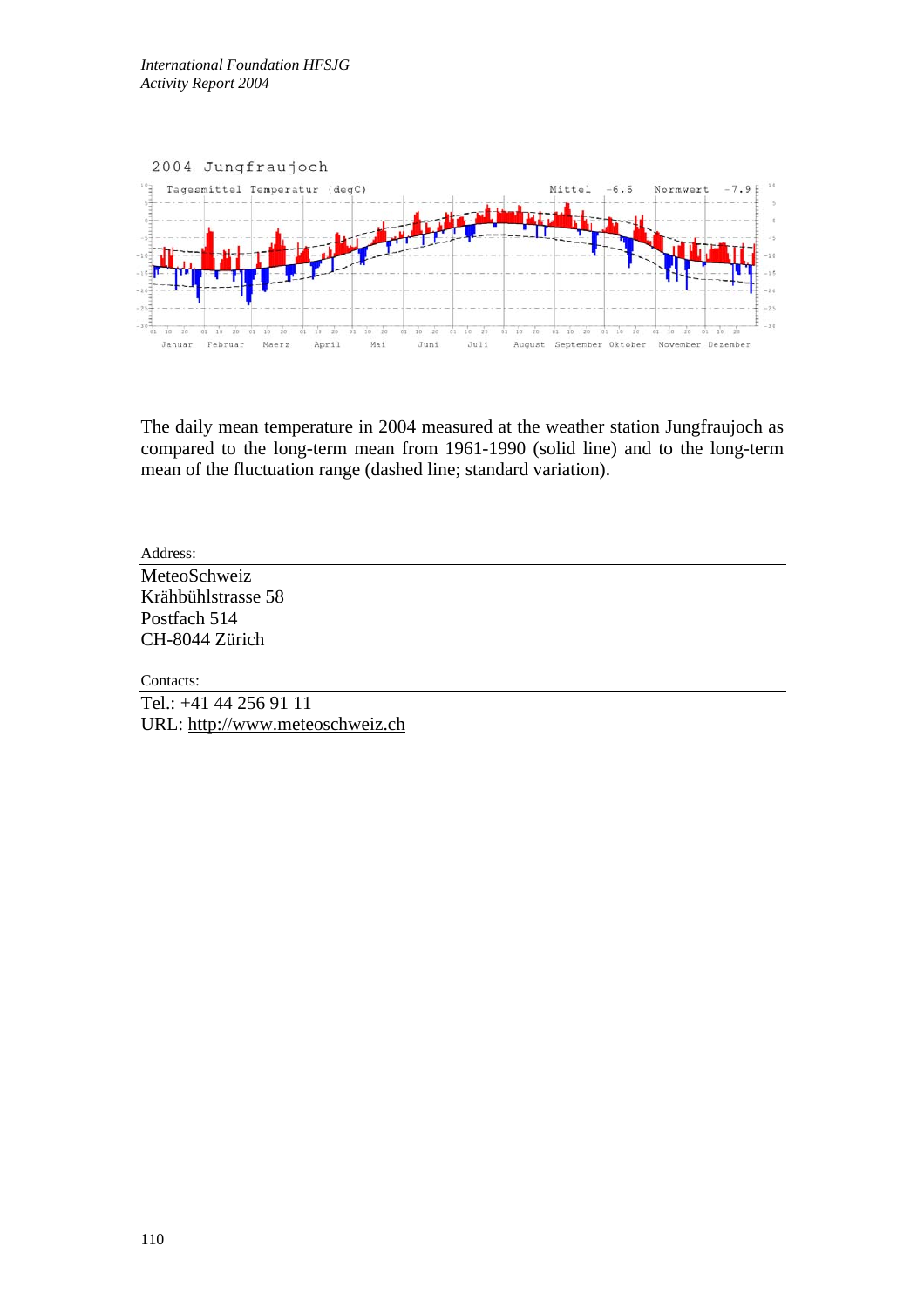2004 Jungfraujoch

Tagesmittel Temperatur (degC)

Mittel -6.6

Normwert -7.9

Januar Februar Maerz April Mai Juni Juli August September Oktober November Dezember

The daily mean temperature in 2004 measured at the weather station Jungfraujoch as compared to the long-term mean from 1961-1990 (solid line) and to the long-term mean of the fluctuation range (dashed line; standard variation).

Address:

MeteoSchweiz
Krähbühlstrasse 58
Postfach 514
CH-8044 Zürich

Contacts:

Tel.: +41 44 256 91 11
URL: http://www.meteoschweiz.ch